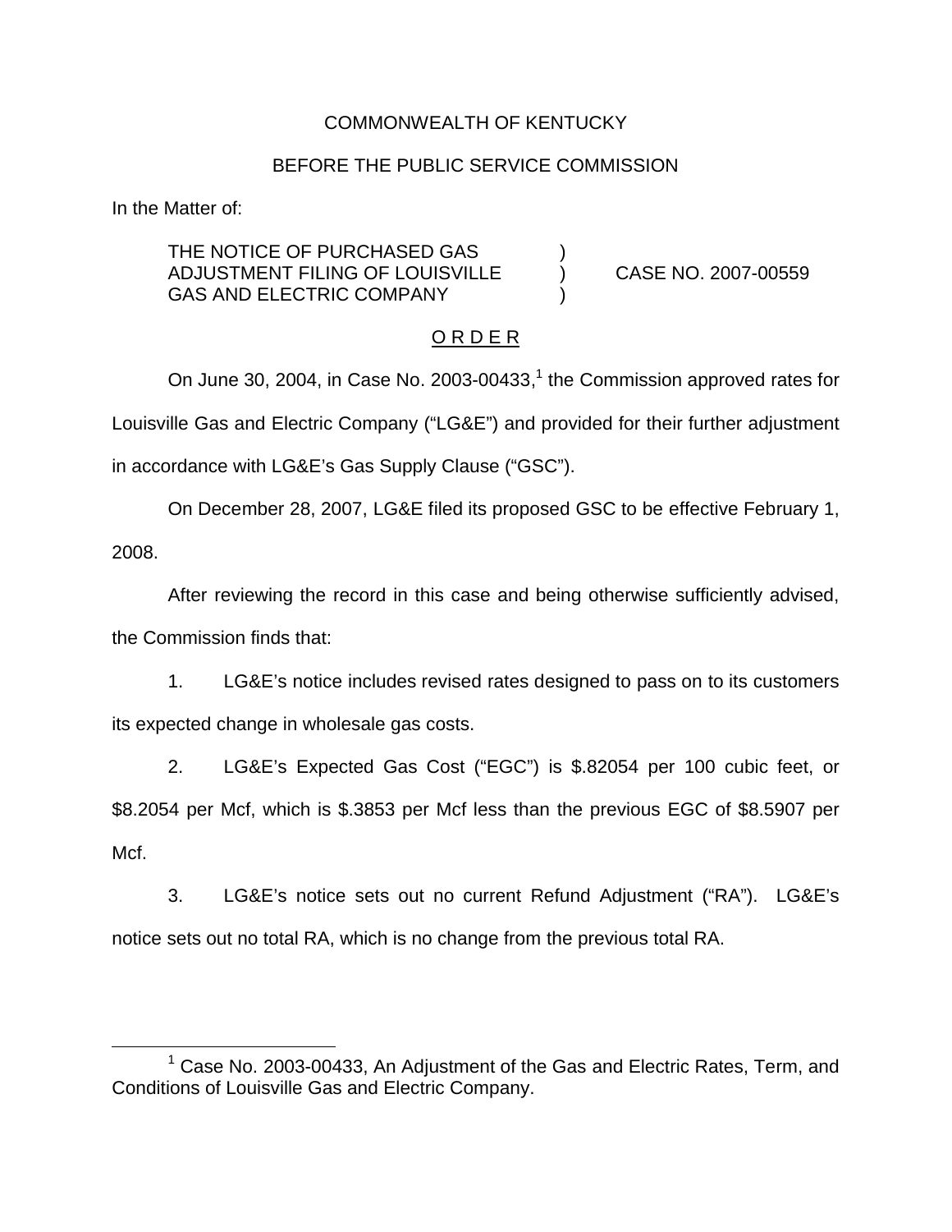COMMONWEALTH OF KENTUCKY

BEFORE THE PUBLIC SERVICE COMMISSION

In the Matter of:

THE NOTICE OF PURCHASED GAS ADJUSTMENT FILING OF LOUISVILLE GAS AND ELECTRIC COMPANY ) CASE NO. 2007-00559

O R D E R

On June 30, 2004, in Case No. 2003-00433,[1] the Commission approved rates for Louisville Gas and Electric Company ("LG&E") and provided for their further adjustment in accordance with LG&E's Gas Supply Clause ("GSC").

On December 28, 2007, LG&E filed its proposed GSC to be effective February 1, 2008.

After reviewing the record in this case and being otherwise sufficiently advised, the Commission finds that:

1. LG&E's notice includes revised rates designed to pass on to its customers its expected change in wholesale gas costs.

2. LG&E's Expected Gas Cost ("EGC") is $.82054 per 100 cubic feet, or $8.2054 per Mcf, which is $.3853 per Mcf less than the previous EGC of $8.5907 per Mcf.

3. LG&E's notice sets out no current Refund Adjustment ("RA"). LG&E's notice sets out no total RA, which is no change from the previous total RA.

[1] Case No. 2003-00433, An Adjustment of the Gas and Electric Rates, Term, and Conditions of Louisville Gas and Electric Company.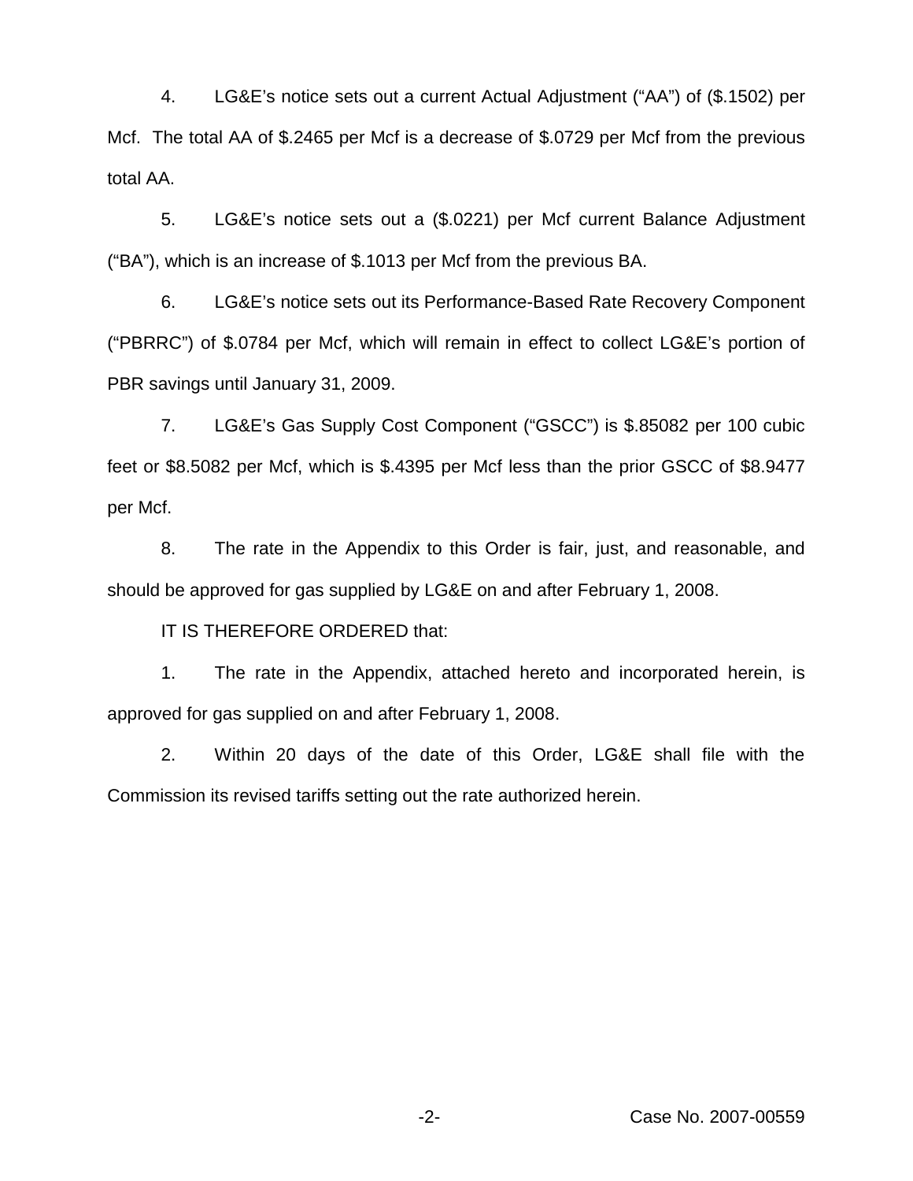4. LG&E's notice sets out a current Actual Adjustment ("AA") of ($.1502) per Mcf. The total AA of $.2465 per Mcf is a decrease of $.0729 per Mcf from the previous total AA.

5. LG&E's notice sets out a ($.0221) per Mcf current Balance Adjustment ("BA"), which is an increase of $.1013 per Mcf from the previous BA.

6. LG&E's notice sets out its Performance-Based Rate Recovery Component ("PBRRC") of $.0784 per Mcf, which will remain in effect to collect LG&E's portion of PBR savings until January 31, 2009.

7. LG&E's Gas Supply Cost Component ("GSCC") is $.85082 per 100 cubic feet or $8.5082 per Mcf, which is $.4395 per Mcf less than the prior GSCC of $8.9477 per Mcf.

8. The rate in the Appendix to this Order is fair, just, and reasonable, and should be approved for gas supplied by LG&E on and after February 1, 2008.

IT IS THEREFORE ORDERED that:

1. The rate in the Appendix, attached hereto and incorporated herein, is approved for gas supplied on and after February 1, 2008.

2. Within 20 days of the date of this Order, LG&E shall file with the Commission its revised tariffs setting out the rate authorized herein.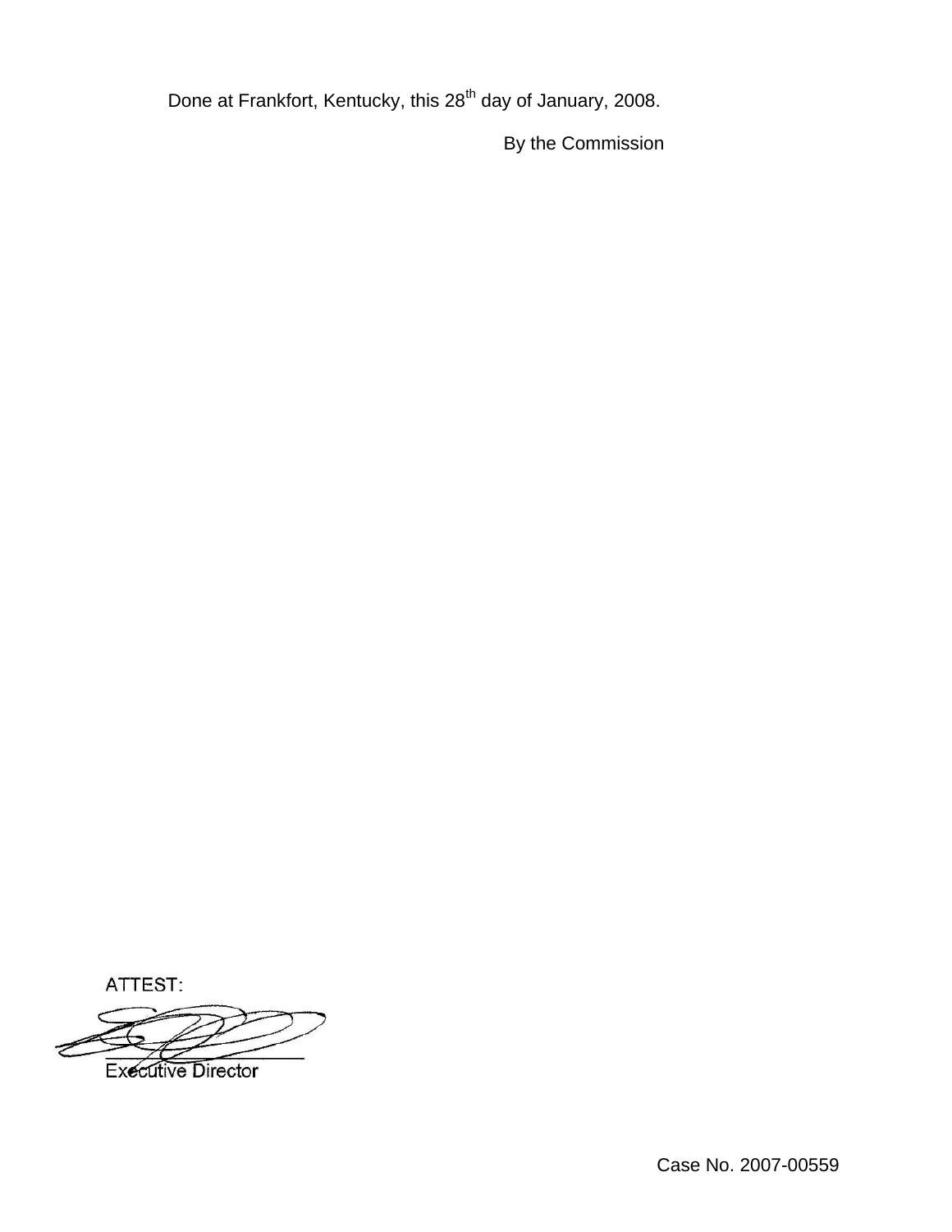Done at Frankfort, Kentucky, this 28th day of January, 2008.

By the Commission

ATTEST:

Executive Director

Case No. 2007-00559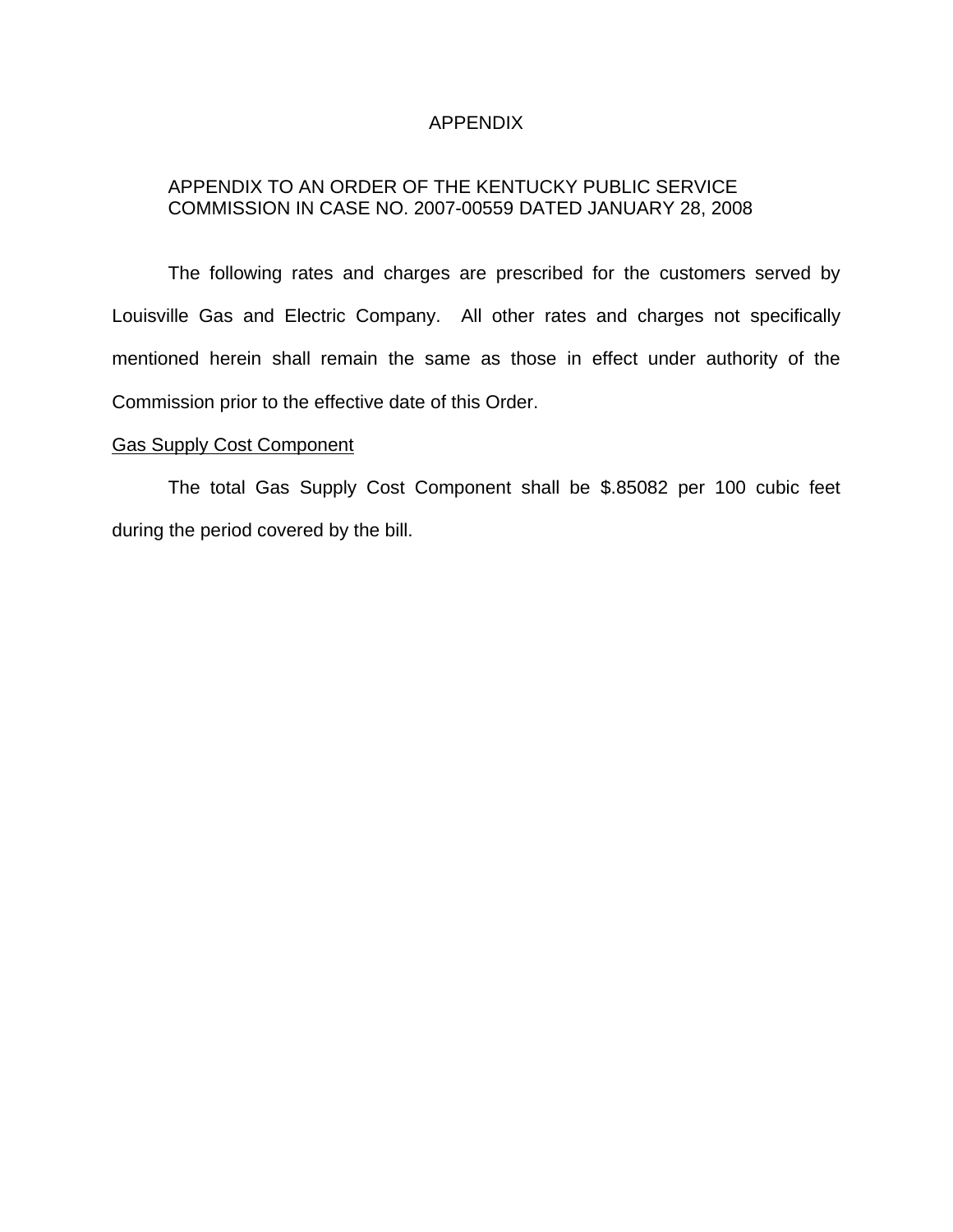# APPENDIX

APPENDIX TO AN ORDER OF THE KENTUCKY PUBLIC SERVICE COMMISSION IN CASE NO. 2007-00559 DATED JANUARY 28, 2008

The following rates and charges are prescribed for the customers served by Louisville Gas and Electric Company. All other rates and charges not specifically mentioned herein shall remain the same as those in effect under authority of the Commission prior to the effective date of this Order.

<u>Gas Supply Cost Component</u>

The total Gas Supply Cost Component shall be $.85082 per 100 cubic feet during the period covered by the bill.